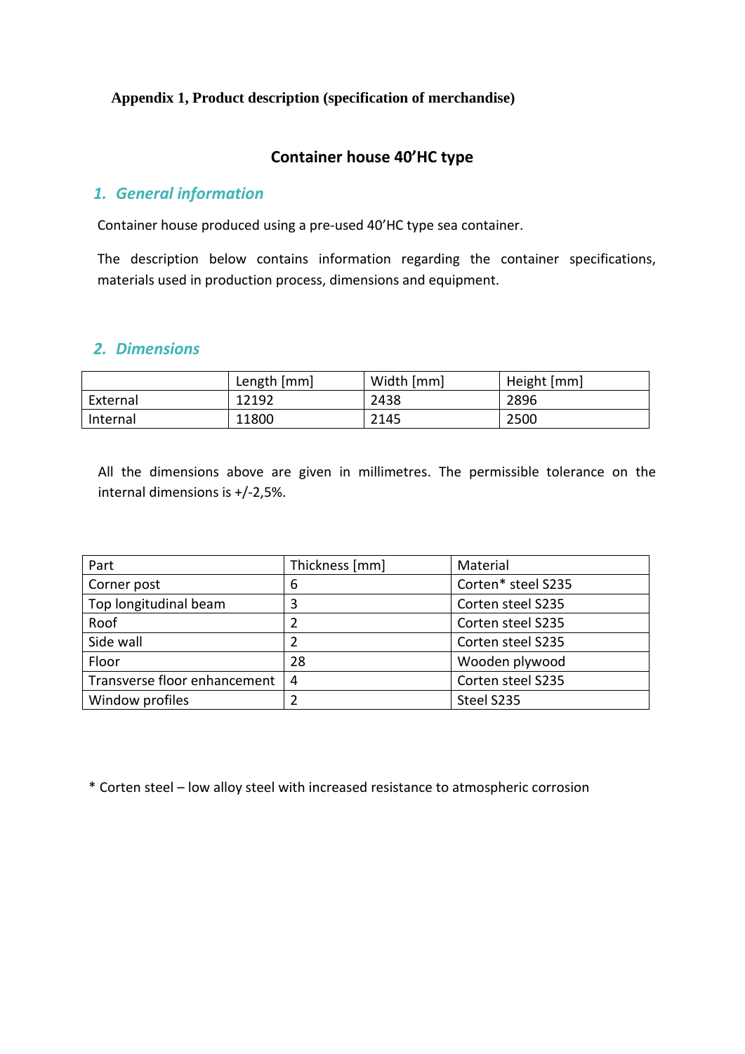**Appendix 1, Product description (specification of merchandise)**

## Container house 40'HC type

### 1. General information

Container house produced using a pre-used 40'HC type sea container.

The description below contains information regarding the container specifications, materials used in production process, dimensions and equipment.

### 2. Dimensions

| | Length [mm] | Width [mm] | Height [mm] |
|---|---|---|---|
| External | 12192 | 2438 | 2896 |
| Internal | 11800 | 2145 | 2500 |

All the dimensions above are given in millimetres. The permissible tolerance on the internal dimensions is +/-2,5%.

| Part | Thickness [mm] | Material |
|---|---|---|
| Corner post | 6 | Corten* steel S235 |
| Top longitudinal beam | 3 | Corten steel S235 |
| Roof | 2 | Corten steel S235 |
| Side wall | 2 | Corten steel S235 |
| Floor | 28 | Wooden plywood |
| Transverse floor enhancement | 4 | Corten steel S235 |
| Window profiles | 2 | Steel S235 |

* Corten steel – low alloy steel with increased resistance to atmospheric corrosion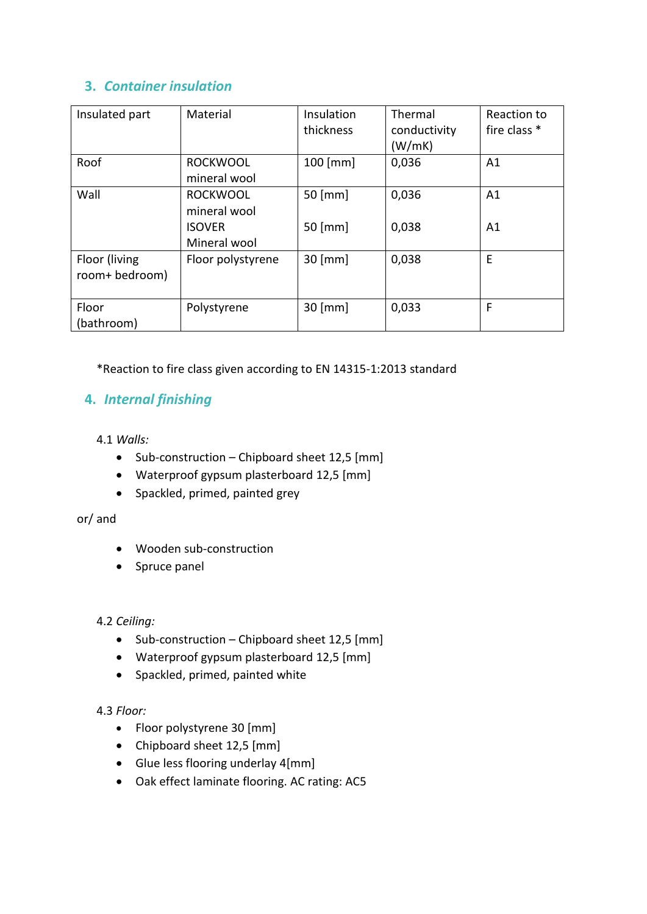## 3. *Container insulation*

| Insulated part | Material | Insulation thickness | Thermal conductivity (W/mK) | Reaction to fire class * |
|---|---|---|---|---|
| Roof | ROCKWOOL mineral wool | 100 [mm] | 0,036 | A1 |
| Wall | ROCKWOOL mineral wool<br>ISOVER Mineral wool | 50 [mm]<br>50 [mm] | 0,036<br>0,038 | A1<br>A1 |
| Floor (living room+ bedroom) | Floor polystyrene | 30 [mm] | 0,038 | E |
| Floor (bathroom) | Polystyrene | 30 [mm] | 0,033 | F |

*Reaction to fire class given according to EN 14315-1:2013 standard

## 4. *Internal finishing*

4.1 *Walls:*

- Sub-construction – Chipboard sheet 12,5 [mm]
- Waterproof gypsum plasterboard 12,5 [mm]
- Spackled, primed, painted grey

or/ and

- Wooden sub-construction
- Spruce panel

4.2 *Ceiling:*

- Sub-construction – Chipboard sheet 12,5 [mm]
- Waterproof gypsum plasterboard 12,5 [mm]
- Spackled, primed, painted white

4.3 *Floor:*

- Floor polystyrene 30 [mm]
- Chipboard sheet 12,5 [mm]
- Glue less flooring underlay 4[mm]
- Oak effect laminate flooring. AC rating: AC5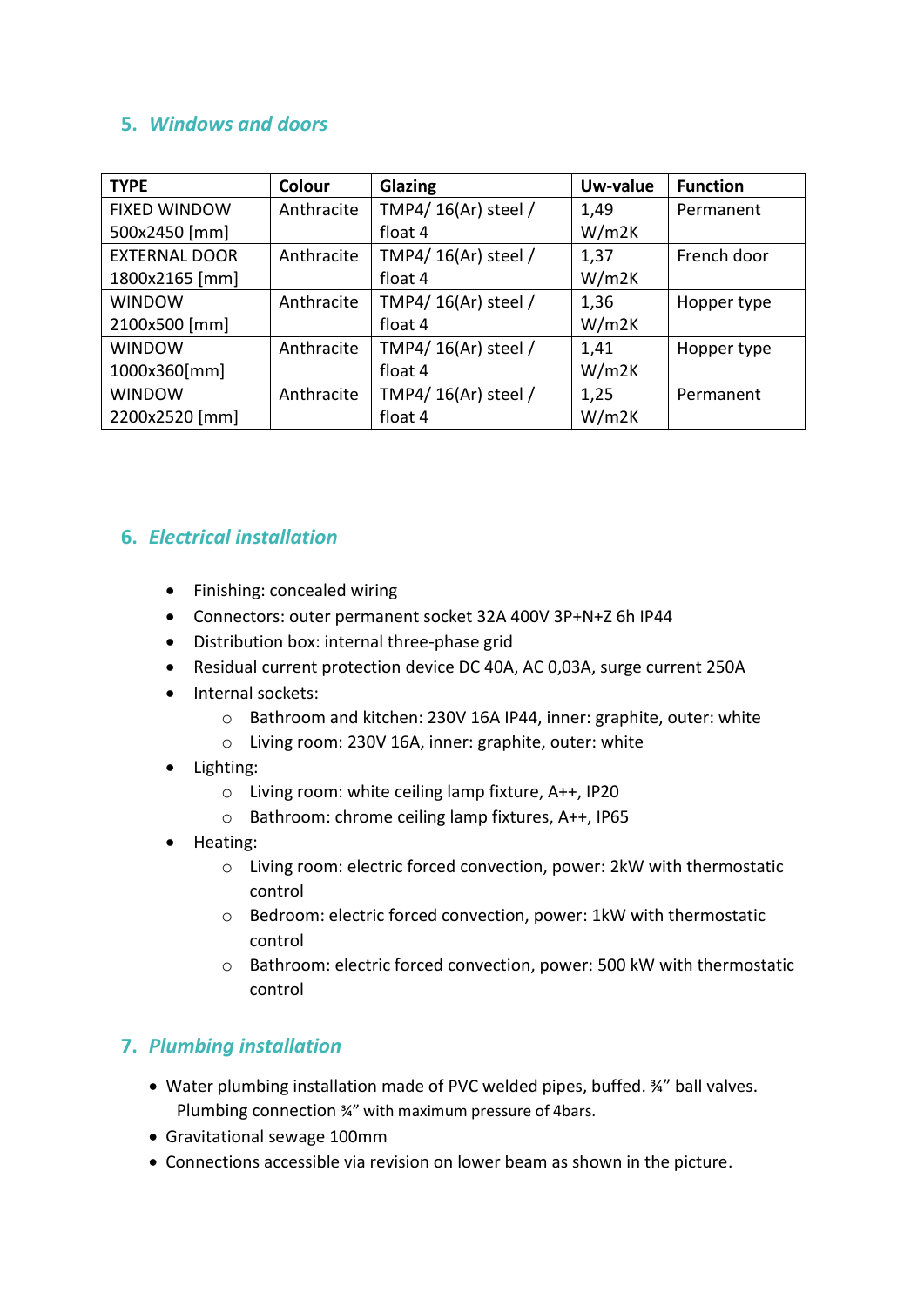## 5. *Windows and doors*

| TYPE | Colour | Glazing | Uw-value | Function |
|---|---|---|---|---|
| FIXED WINDOW 500x2450 [mm] | Anthracite | TMP4/ 16(Ar) steel / float 4 | 1,49 W/m2K | Permanent |
| EXTERNAL DOOR 1800x2165 [mm] | Anthracite | TMP4/ 16(Ar) steel / float 4 | 1,37 W/m2K | French door |
| WINDOW 2100x500 [mm] | Anthracite | TMP4/ 16(Ar) steel / float 4 | 1,36 W/m2K | Hopper type |
| WINDOW 1000x360[mm] | Anthracite | TMP4/ 16(Ar) steel / float 4 | 1,41 W/m2K | Hopper type |
| WINDOW 2200x2520 [mm] | Anthracite | TMP4/ 16(Ar) steel / float 4 | 1,25 W/m2K | Permanent |

## 6. *Electrical installation*

- Finishing: concealed wiring
- Connectors: outer permanent socket 32A 400V 3P+N+Z 6h IP44
- Distribution box: internal three-phase grid
- Residual current protection device DC 40A, AC 0,03A, surge current 250A
- Internal sockets:
  - Bathroom and kitchen: 230V 16A IP44, inner: graphite, outer: white
  - Living room: 230V 16A, inner: graphite, outer: white
- Lighting:
  - Living room: white ceiling lamp fixture, A++, IP20
  - Bathroom: chrome ceiling lamp fixtures, A++, IP65
- Heating:
  - Living room: electric forced convection, power: 2kW with thermostatic control
  - Bedroom: electric forced convection, power: 1kW with thermostatic control
  - Bathroom: electric forced convection, power: 500 kW with thermostatic control

## 7. *Plumbing installation*

- Water plumbing installation made of PVC welded pipes, buffed. ¾" ball valves. Plumbing connection ¾" with maximum pressure of 4bars.
- Gravitational sewage 100mm
- Connections accessible via revision on lower beam as shown in the picture.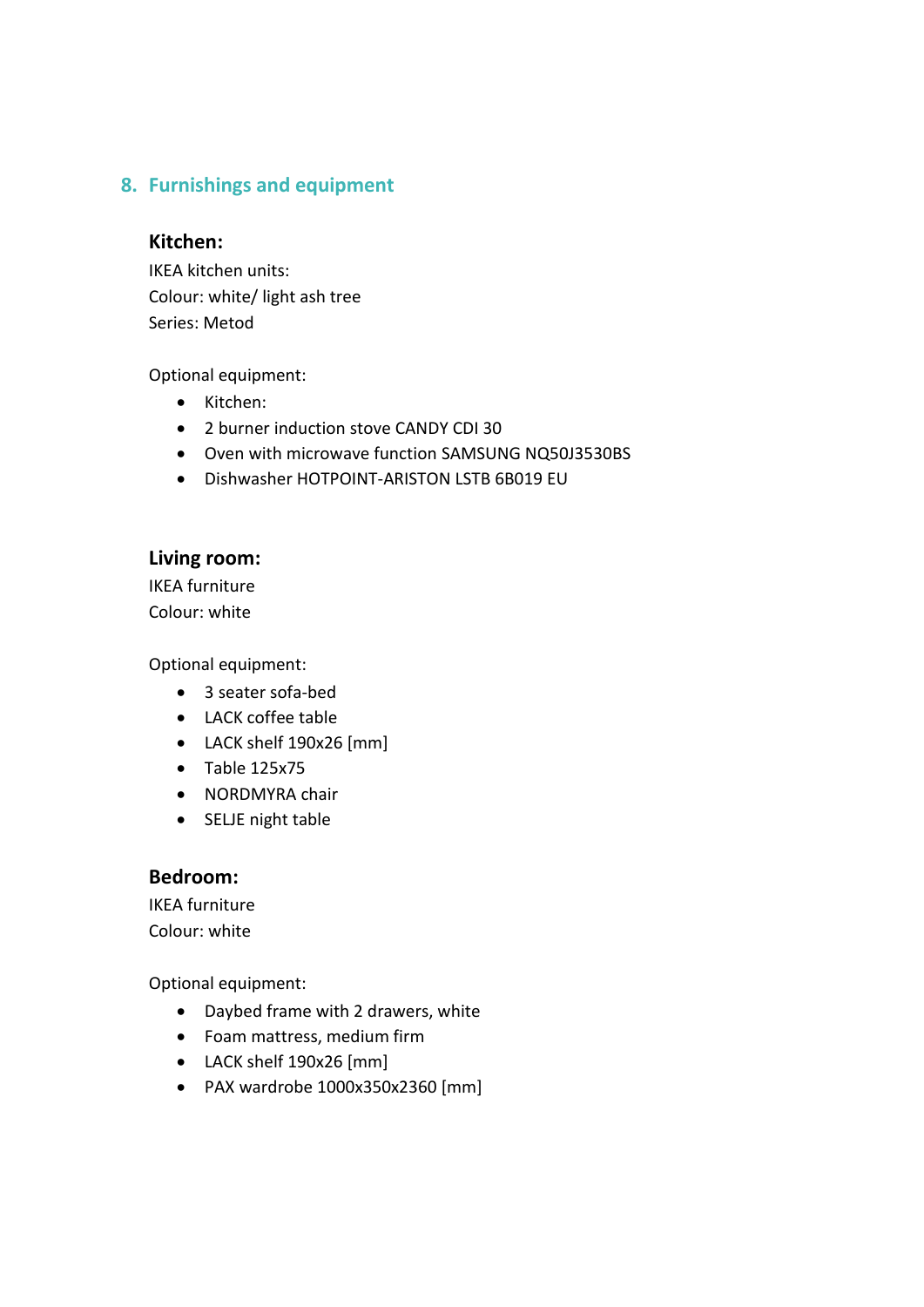## 8. Furnishings and equipment

### Kitchen:

IKEA kitchen units:
Colour: white/ light ash tree
Series: Metod

Optional equipment:

- Kitchen:
- 2 burner induction stove CANDY CDI 30
- Oven with microwave function SAMSUNG NQ50J3530BS
- Dishwasher HOTPOINT-ARISTON LSTB 6B019 EU

### Living room:

IKEA furniture
Colour: white

Optional equipment:

- 3 seater sofa-bed
- LACK coffee table
- LACK shelf 190x26 [mm]
- Table 125x75
- NORDMYRA chair
- SELJE night table

### Bedroom:

IKEA furniture
Colour: white

Optional equipment:

- Daybed frame with 2 drawers, white
- Foam mattress, medium firm
- LACK shelf 190x26 [mm]
- PAX wardrobe 1000x350x2360 [mm]